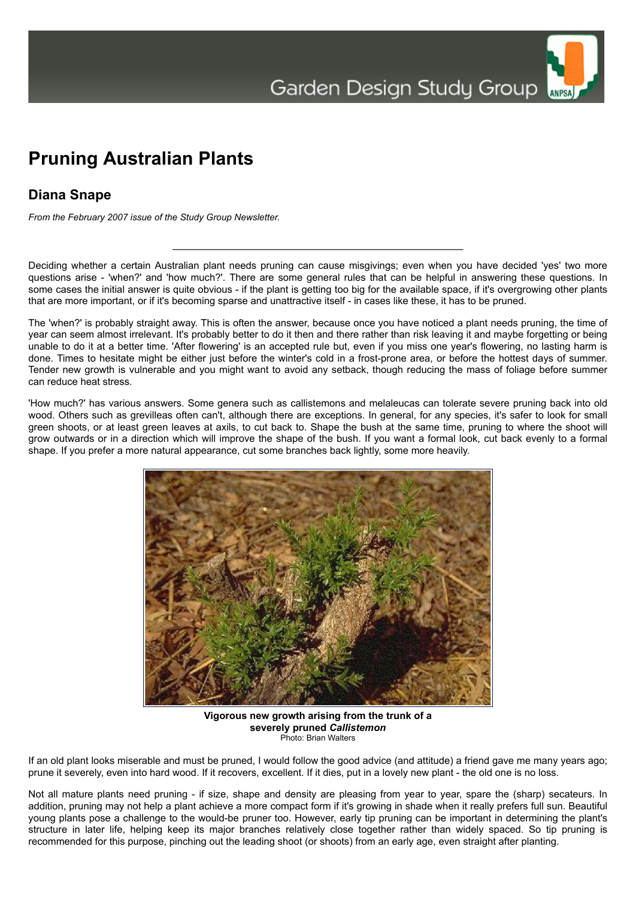# Pruning Australian Plants

## Diana Snape

*From the February 2007 issue of the Study Group Newsletter.*

---

Deciding whether a certain Australian plant needs pruning can cause misgivings; even when you have decided 'yes' two more questions arise - 'when?' and 'how much?'. There are some general rules that can be helpful in answering these questions. In some cases the initial answer is quite obvious - if the plant is getting too big for the available space, if it's overgrowing other plants that are more important, or if it's becoming sparse and unattractive itself - in cases like these, it has to be pruned.

The 'when?' is probably straight away. This is often the answer, because once you have noticed a plant needs pruning, the time of year can seem almost irrelevant. It's probably better to do it then and there rather than risk leaving it and maybe forgetting or being unable to do it at a better time. 'After flowering' is an accepted rule but, even if you miss one year's flowering, no lasting harm is done. Times to hesitate might be either just before the winter's cold in a frost-prone area, or before the hottest days of summer. Tender new growth is vulnerable and you might want to avoid any setback, though reducing the mass of foliage before summer can reduce heat stress.

'How much?' has various answers. Some genera such as callistemons and melaleucas can tolerate severe pruning back into old wood. Others such as grevilleas often can't, although there are exceptions. In general, for any species, it's safer to look for small green shoots, or at least green leaves at axils, to cut back to. Shape the bush at the same time, pruning to where the shoot will grow outwards or in a direction which will improve the shape of the bush. If you want a formal look, cut back evenly to a formal shape. If you prefer a more natural appearance, cut some branches back lightly, some more heavily.

**Vigorous new growth arising from the trunk of a severely pruned *Callistemon***
Photo: Brian Walters

If an old plant looks miserable and must be pruned, I would follow the good advice (and attitude) a friend gave me many years ago; prune it severely, even into hard wood. If it recovers, excellent. If it dies, put in a lovely new plant - the old one is no loss.

Not all mature plants need pruning - if size, shape and density are pleasing from year to year, spare the (sharp) secateurs. In addition, pruning may not help a plant achieve a more compact form if it's growing in shade when it really prefers full sun. Beautiful young plants pose a challenge to the would-be pruner too. However, early tip pruning can be important in determining the plant's structure in later life, helping keep its major branches relatively close together rather than widely spaced. So tip pruning is recommended for this purpose, pinching out the leading shoot (or shoots) from an early age, even straight after planting.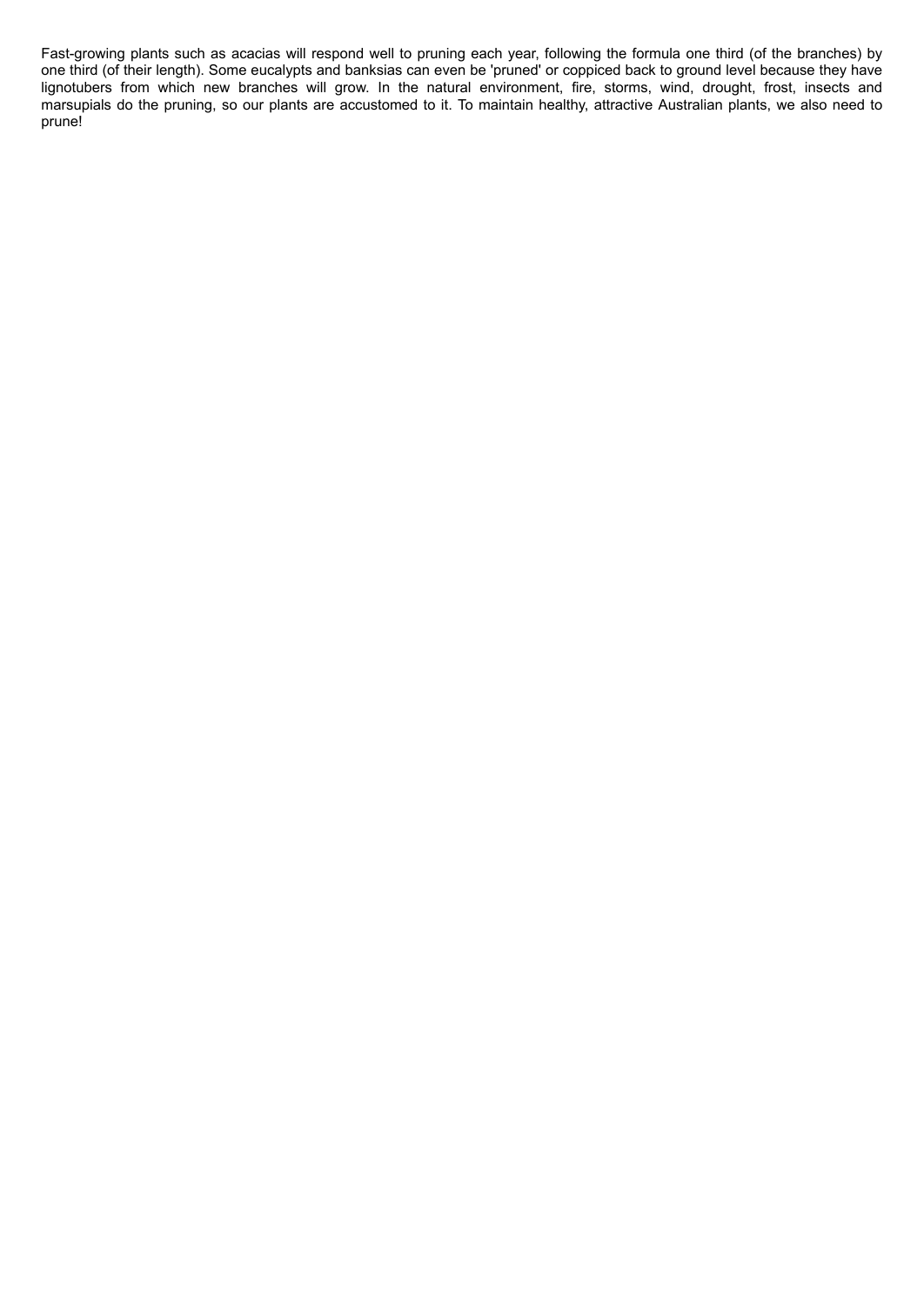Fast-growing plants such as acacias will respond well to pruning each year, following the formula one third (of the branches) by one third (of their length). Some eucalypts and banksias can even be 'pruned' or coppiced back to ground level because they have lignotubers from which new branches will grow. In the natural environment, fire, storms, wind, drought, frost, insects and marsupials do the pruning, so our plants are accustomed to it. To maintain healthy, attractive Australian plants, we also need to prune!